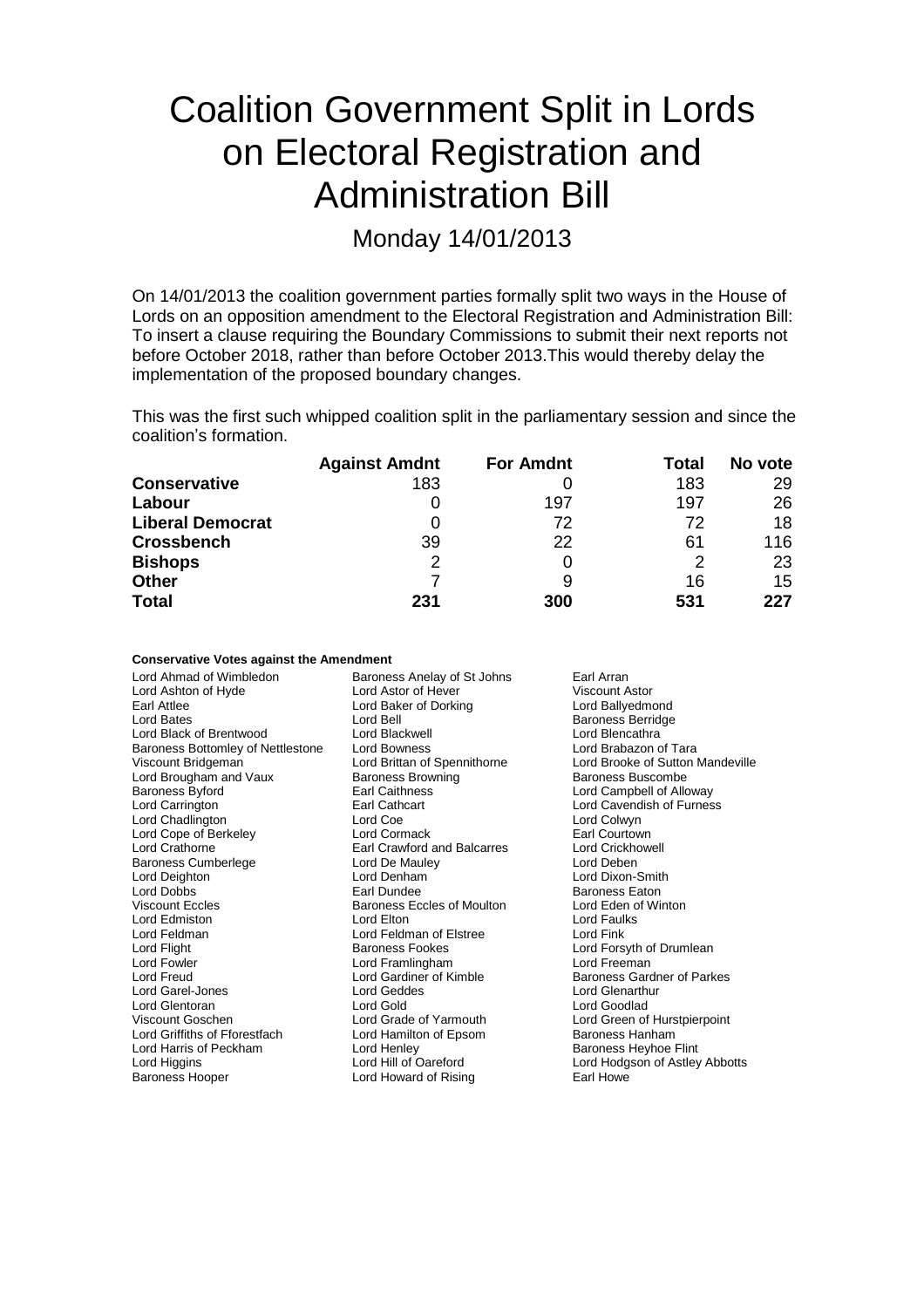# Coalition Government Split in Lords on Electoral Registration and Administration Bill

Monday 14/01/2013

On 14/01/2013 the coalition government parties formally split two ways in the House of Lords on an opposition amendment to the Electoral Registration and Administration Bill: To insert a clause requiring the Boundary Commissions to submit their next reports not before October 2018, rather than before October 2013.This would thereby delay the implementation of the proposed boundary changes.

This was the first such whipped coalition split in the parliamentary session and since the coalition's formation.

| | Against Amdnt | For Amdnt | Total | No vote |
|---|---|---|---|---|
| **Conservative** | 183 | 0 | 183 | 29 |
| **Labour** | 0 | 197 | 197 | 26 |
| **Liberal Democrat** | 0 | 72 | 72 | 18 |
| **Crossbench** | 39 | 22 | 61 | 116 |
| **Bishops** | 2 | 0 | 2 | 23 |
| **Other** | 7 | 9 | 16 | 15 |
| **Total** | **231** | **300** | **531** | **227** |

**Conservative Votes against the Amendment**

Lord Ahmad of Wimbledon
Baroness Anelay of St Johns
Earl Arran
Lord Ashton of Hyde
Lord Astor of Hever
Viscount Astor
Earl Attlee
Lord Baker of Dorking
Lord Ballyedmond
Lord Bates
Lord Bell
Baroness Berridge
Lord Black of Brentwood
Lord Blackwell
Lord Blencathra
Baroness Bottomley of Nettlestone
Lord Bowness
Lord Brabazon of Tara
Viscount Bridgeman
Lord Brittan of Spennithorne
Lord Brooke of Sutton Mandeville
Lord Brougham and Vaux
Baroness Browning
Baroness Buscombe
Baroness Byford
Earl Caithness
Lord Campbell of Alloway
Lord Carrington
Earl Cathcart
Lord Cavendish of Furness
Lord Chadlington
Lord Coe
Lord Colwyn
Lord Cope of Berkeley
Lord Cormack
Earl Courtown
Lord Crathorne
Earl Crawford and Balcarres
Lord Crickhowell
Baroness Cumberlege
Lord De Mauley
Lord Deben
Lord Deighton
Lord Denham
Lord Dixon-Smith
Lord Dobbs
Earl Dundee
Baroness Eaton
Viscount Eccles
Baroness Eccles of Moulton
Lord Eden of Winton
Lord Edmiston
Lord Elton
Lord Faulks
Lord Feldman
Lord Feldman of Elstree
Lord Fink
Lord Flight
Baroness Fookes
Lord Forsyth of Drumlean
Lord Fowler
Lord Framlingham
Lord Freeman
Lord Freud
Lord Gardiner of Kimble
Baroness Gardner of Parkes
Lord Garel-Jones
Lord Geddes
Lord Glenarthur
Lord Glentoran
Lord Gold
Lord Goodlad
Viscount Goschen
Lord Grade of Yarmouth
Lord Green of Hurstpierpoint
Lord Griffiths of Fforestfach
Lord Hamilton of Epsom
Baroness Hanham
Lord Harris of Peckham
Lord Henley
Baroness Heyhoe Flint
Lord Higgins
Lord Hill of Oareford
Lord Hodgson of Astley Abbotts
Baroness Hooper
Lord Howard of Rising
Earl Howe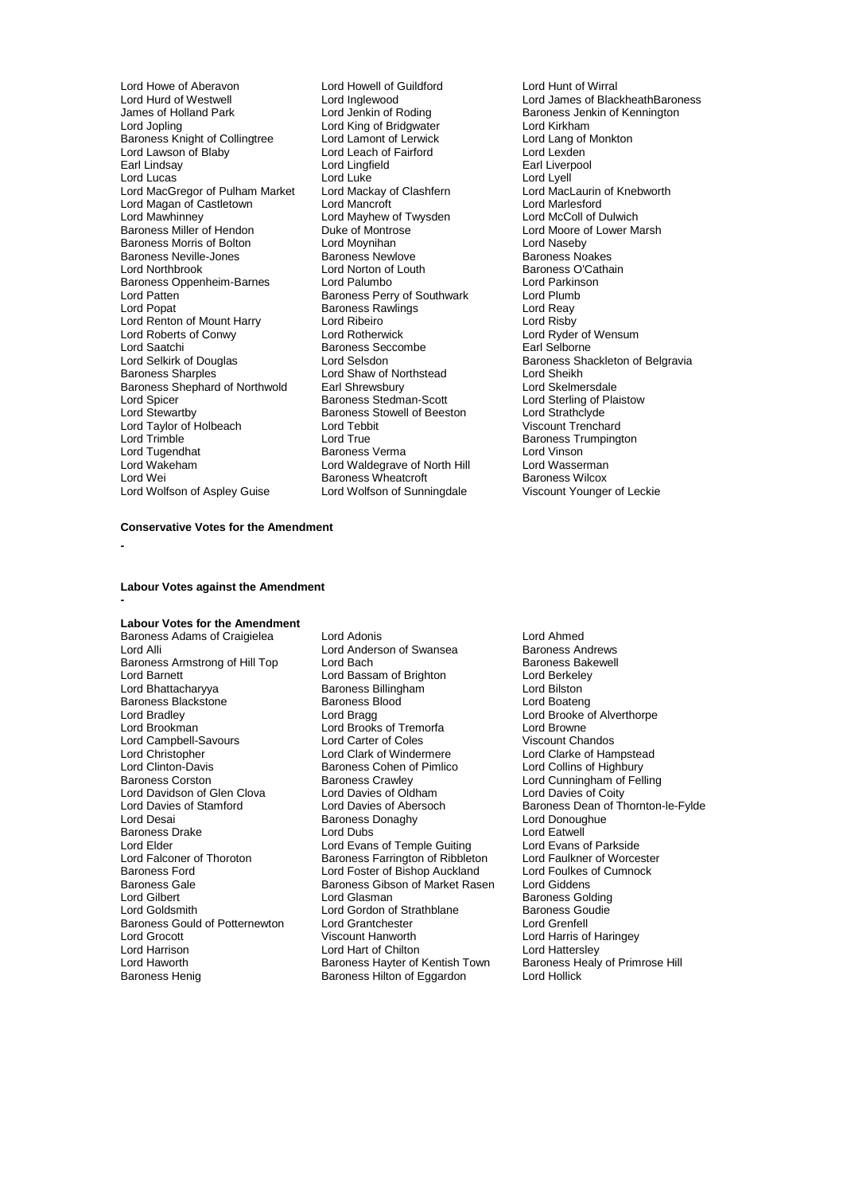Lord Howe of Aberavon
Lord Howell of Guildford
Lord Hunt of Wirral
Lord Hurd of Westwell
Lord Inglewood
Lord James of BlackheathBaroness James of Holland Park
Lord Jenkin of Roding
Baroness Jenkin of Kennington
Lord Jopling
Lord King of Bridgwater
Lord Kirkham
Baroness Knight of Collingtree
Lord Lamont of Lerwick
Lord Lang of Monkton
Lord Lawson of Blaby
Lord Leach of Fairford
Lord Lexden
Earl Lindsay
Lord Lingfield
Earl Liverpool
Lord Lucas
Lord Luke
Lord Lyell
Lord MacGregor of Pulham Market
Lord Mackay of Clashfern
Lord MacLaurin of Knebworth
Lord Magan of Castletown
Lord Mancroft
Lord Marlesford
Lord Mawhinney
Lord Mayhew of Twysden
Lord McColl of Dulwich
Baroness Miller of Hendon
Duke of Montrose
Lord Moore of Lower Marsh
Baroness Morris of Bolton
Lord Moynihan
Lord Naseby
Baroness Neville-Jones
Baroness Newlove
Baroness Noakes
Lord Northbrook
Lord Norton of Louth
Baroness O'Cathain
Baroness Oppenheim-Barnes
Lord Palumbo
Lord Parkinson
Lord Patten
Baroness Perry of Southwark
Lord Plumb
Lord Popat
Baroness Rawlings
Lord Reay
Lord Renton of Mount Harry
Lord Ribeiro
Lord Risby
Lord Roberts of Conwy
Lord Rotherwick
Lord Ryder of Wensum
Lord Saatchi
Baroness Seccombe
Earl Selborne
Lord Selkirk of Douglas
Lord Selsdon
Baroness Shackleton of Belgravia
Baroness Sharples
Lord Shaw of Northstead
Lord Sheikh
Baroness Shephard of Northwold
Earl Shrewsbury
Lord Skelmersdale
Lord Spicer
Baroness Stedman-Scott
Lord Sterling of Plaistow
Lord Stewartby
Baroness Stowell of Beeston
Lord Strathclyde
Lord Taylor of Holbeach
Lord Tebbit
Viscount Trenchard
Lord Trimble
Lord True
Baroness Trumpington
Lord Tugendhat
Baroness Verma
Lord Vinson
Lord Wakeham
Lord Waldegrave of North Hill
Lord Wasserman
Lord Wei
Baroness Wheatcroft
Baroness Wilcox
Lord Wolfson of Aspley Guise
Lord Wolfson of Sunningdale
Viscount Younger of Leckie

**Conservative Votes for the Amendment**

-

**Labour Votes against the Amendment**

-

**Labour Votes for the Amendment**

Baroness Adams of Craigielea
Lord Adonis
Lord Ahmed
Lord Alli
Lord Anderson of Swansea
Baroness Andrews
Baroness Armstrong of Hill Top
Lord Bach
Baroness Bakewell
Lord Barnett
Lord Bassam of Brighton
Lord Berkeley
Lord Bhattacharyya
Baroness Billingham
Lord Bilston
Baroness Blackstone
Baroness Blood
Lord Boateng
Lord Bradley
Lord Bragg
Lord Brooke of Alverthorpe
Lord Brookman
Lord Brooks of Tremorfa
Lord Browne
Lord Campbell-Savours
Lord Carter of Coles
Viscount Chandos
Lord Christopher
Lord Clark of Windermere
Lord Clarke of Hampstead
Lord Clinton-Davis
Baroness Cohen of Pimlico
Lord Collins of Highbury
Baroness Corston
Baroness Crawley
Lord Cunningham of Felling
Lord Davidson of Glen Clova
Lord Davies of Oldham
Lord Davies of Coity
Lord Davies of Stamford
Lord Davies of Abersoch
Baroness Dean of Thornton-le-Fylde
Lord Desai
Baroness Donaghy
Lord Donoughue
Baroness Drake
Lord Dubs
Lord Eatwell
Lord Elder
Lord Evans of Temple Guiting
Lord Evans of Parkside
Lord Falconer of Thoroton
Baroness Farrington of Ribbleton
Lord Faulkner of Worcester
Baroness Ford
Lord Foster of Bishop Auckland
Lord Foulkes of Cumnock
Baroness Gale
Baroness Gibson of Market Rasen
Lord Giddens
Lord Gilbert
Lord Glasman
Baroness Golding
Lord Goldsmith
Lord Gordon of Strathblane
Baroness Goudie
Baroness Gould of Potternewton
Lord Grantchester
Lord Grenfell
Lord Grocott
Viscount Hanworth
Lord Harris of Haringey
Lord Harrison
Lord Hart of Chilton
Lord Hattersley
Lord Haworth
Baroness Hayter of Kentish Town
Baroness Healy of Primrose Hill
Baroness Henig
Baroness Hilton of Eggardon
Lord Hollick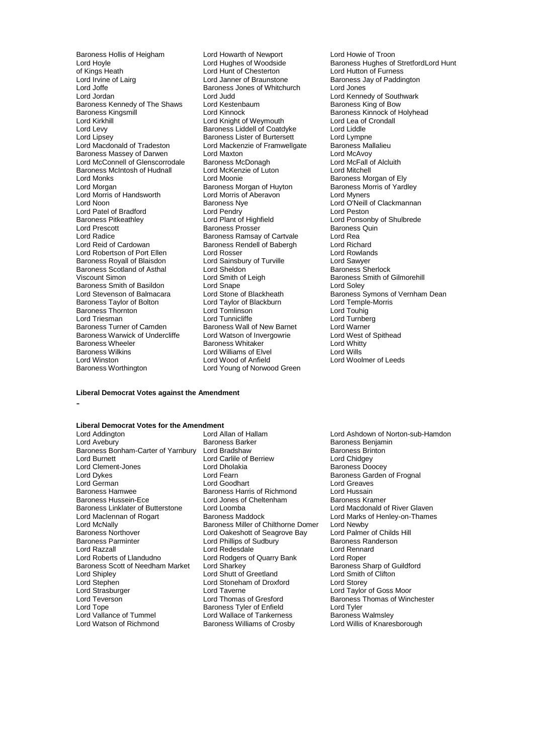Baroness Hollis of Heigham
Lord Howarth of Newport
Lord Howie of Troon
Lord Hoyle
Lord Hughes of Woodside
Baroness Hughes of StretfordLord Hunt of Kings Heath
Lord Hunt of Chesterton
Lord Hutton of Furness
Lord Irvine of Lairg
Lord Janner of Braunstone
Baroness Jay of Paddington
Lord Joffe
Baroness Jones of Whitchurch
Lord Jones
Lord Jordan
Lord Judd
Lord Kennedy of Southwark
Baroness Kennedy of The Shaws
Lord Kestenbaum
Baroness King of Bow
Baroness Kingsmill
Lord Kinnock
Baroness Kinnock of Holyhead
Lord Kirkhill
Lord Knight of Weymouth
Lord Lea of Crondall
Lord Levy
Baroness Liddell of Coatdyke
Lord Liddle
Lord Lipsey
Baroness Lister of Burtersett
Lord Lympne
Lord Macdonald of Tradeston
Lord Mackenzie of Framwellgate
Baroness Mallalieu
Baroness Massey of Darwen
Lord Maxton
Lord McAvoy
Lord McConnell of Glenscorrodale
Baroness McDonagh
Lord McFall of Alcluith
Baroness McIntosh of Hudnall
Lord McKenzie of Luton
Lord Mitchell
Lord Monks
Lord Moonie
Baroness Morgan of Ely
Lord Morgan
Baroness Morgan of Huyton
Baroness Morris of Yardley
Lord Morris of Handsworth
Lord Morris of Aberavon
Lord Myners
Lord Noon
Baroness Nye
Lord O'Neill of Clackmannan
Lord Patel of Bradford
Lord Pendry
Lord Peston
Baroness Pitkeathley
Lord Plant of Highfield
Lord Ponsonby of Shulbrede
Lord Prescott
Baroness Prosser
Baroness Quin
Lord Radice
Baroness Ramsay of Cartvale
Lord Rea
Lord Reid of Cardowan
Baroness Rendell of Babergh
Lord Richard
Lord Robertson of Port Ellen
Lord Rosser
Lord Rowlands
Baroness Royall of Blaisdon
Lord Sainsbury of Turville
Lord Sawyer
Baroness Scotland of Asthal
Lord Sheldon
Baroness Sherlock
Viscount Simon
Lord Smith of Leigh
Baroness Smith of Gilmorehill
Baroness Smith of Basildon
Lord Snape
Lord Soley
Lord Stevenson of Balmacara
Lord Stone of Blackheath
Baroness Symons of Vernham Dean
Baroness Taylor of Bolton
Lord Taylor of Blackburn
Lord Temple-Morris
Baroness Thornton
Lord Tomlinson
Lord Touhig
Lord Triesman
Lord Tunnicliffe
Lord Turnberg
Baroness Turner of Camden
Baroness Wall of New Barnet
Lord Warner
Baroness Warwick of Undercliffe
Lord Watson of Invergowrie
Lord West of Spithead
Baroness Wheeler
Baroness Whitaker
Lord Whitty
Baroness Wilkins
Lord Williams of Elvel
Lord Wills
Lord Winston
Lord Wood of Anfield
Lord Woolmer of Leeds
Baroness Worthington
Lord Young of Norwood Green

**Liberal Democrat Votes against the Amendment**

-

**Liberal Democrat Votes for the Amendment**

Lord Addington
Lord Allan of Hallam
Lord Ashdown of Norton-sub-Hamdon
Lord Avebury
Baroness Barker
Baroness Benjamin
Baroness Bonham-Carter of Yarnbury
Lord Bradshaw
Baroness Brinton
Lord Burnett
Lord Carlile of Berriew
Lord Chidgey
Lord Clement-Jones
Lord Dholakia
Baroness Doocey
Lord Dykes
Lord Fearn
Baroness Garden of Frognal
Lord German
Lord Goodhart
Lord Greaves
Baroness Hamwee
Baroness Harris of Richmond
Lord Hussain
Baroness Hussein-Ece
Lord Jones of Cheltenham
Baroness Kramer
Baroness Linklater of Butterstone
Lord Loomba
Lord Macdonald of River Glaven
Lord Maclennan of Rogart
Baroness Maddock
Lord Marks of Henley-on-Thames
Lord McNally
Baroness Miller of Chilthorne Domer
Lord Newby
Baroness Northover
Lord Oakeshott of Seagrove Bay
Lord Palmer of Childs Hill
Baroness Parminter
Lord Phillips of Sudbury
Baroness Randerson
Lord Razzall
Lord Redesdale
Lord Rennard
Lord Roberts of Llandudno
Lord Rodgers of Quarry Bank
Lord Roper
Baroness Scott of Needham Market
Lord Sharkey
Baroness Sharp of Guildford
Lord Shipley
Lord Shutt of Greetland
Lord Smith of Clifton
Lord Stephen
Lord Stoneham of Droxford
Lord Storey
Lord Strasburger
Lord Taverne
Lord Taylor of Goss Moor
Lord Teverson
Lord Thomas of Gresford
Baroness Thomas of Winchester
Lord Tope
Baroness Tyler of Enfield
Lord Tyler
Lord Vallance of Tummel
Lord Wallace of Tankerness
Baroness Walmsley
Lord Watson of Richmond
Baroness Williams of Crosby
Lord Willis of Knaresborough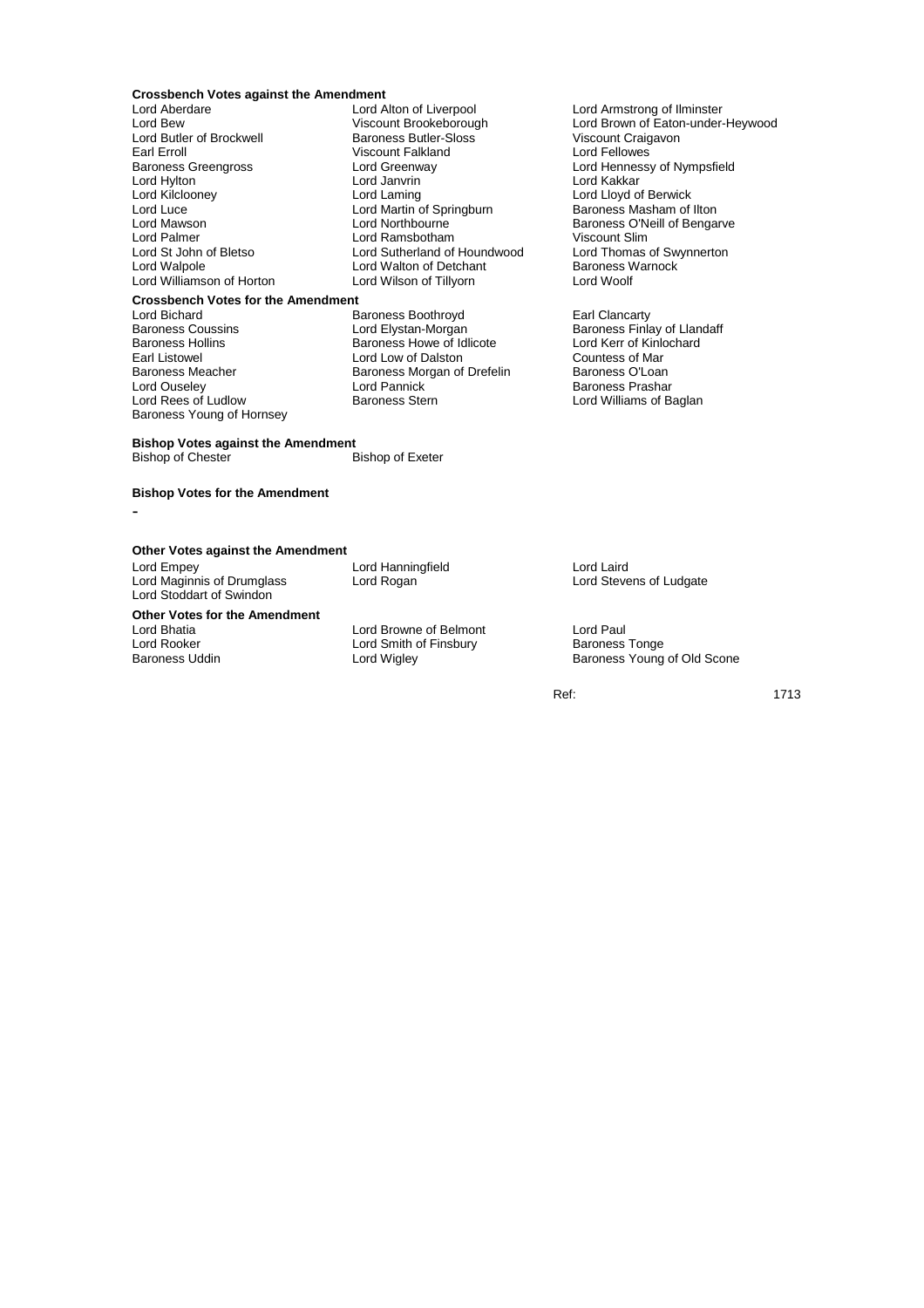**Crossbench Votes against the Amendment**

Lord Aberdare
Lord Bew
Lord Butler of Brockwell
Earl Erroll
Baroness Greengross
Lord Hylton
Lord Kilclooney
Lord Luce
Lord Mawson
Lord Palmer
Lord St John of Bletso
Lord Walpole
Lord Williamson of Horton
Lord Alton of Liverpool
Viscount Brookeborough
Baroness Butler-Sloss
Viscount Falkland
Lord Greenway
Lord Janvrin
Lord Laming
Lord Martin of Springburn
Lord Northbourne
Lord Ramsbotham
Lord Sutherland of Houndwood
Lord Walton of Detchant
Lord Wilson of Tillyorn
Lord Armstrong of Ilminster
Lord Brown of Eaton-under-Heywood
Viscount Craigavon
Lord Fellowes
Lord Hennessy of Nympsfield
Lord Kakkar
Lord Lloyd of Berwick
Baroness Masham of Ilton
Baroness O'Neill of Bengarve
Viscount Slim
Lord Thomas of Swynnerton
Baroness Warnock
Lord Woolf

**Crossbench Votes for the Amendment**

Lord Bichard
Baroness Coussins
Baroness Hollins
Earl Listowel
Baroness Meacher
Lord Ouseley
Lord Rees of Ludlow
Baroness Young of Hornsey
Baroness Boothroyd
Lord Elystan-Morgan
Baroness Howe of Idlicote
Lord Low of Dalston
Baroness Morgan of Drefelin
Lord Pannick
Baroness Stern
Earl Clancarty
Baroness Finlay of Llandaff
Lord Kerr of Kinlochard
Countess of Mar
Baroness O'Loan
Baroness Prashar
Lord Williams of Baglan

**Bishop Votes against the Amendment**

Bishop of Chester
Bishop of Exeter

**Bishop Votes for the Amendment**

-

**Other Votes against the Amendment**

Lord Empey
Lord Maginnis of Drumglass
Lord Stoddart of Swindon
Lord Hanningfield
Lord Rogan
Lord Laird
Lord Stevens of Ludgate

**Other Votes for the Amendment**

Lord Bhatia
Lord Rooker
Baroness Uddin
Lord Browne of Belmont
Lord Smith of Finsbury
Lord Wigley
Lord Paul
Baroness Tonge
Baroness Young of Old Scone

Ref: 1713